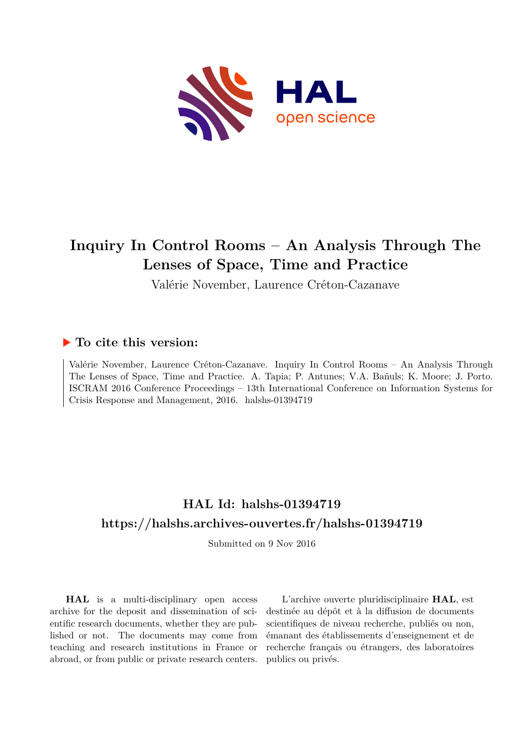# Inquiry In Control Rooms – An Analysis Through The Lenses of Space, Time and Practice

Valérie November, Laurence Créton-Cazanave

## ▶ To cite this version:

Valérie November, Laurence Créton-Cazanave. Inquiry In Control Rooms – An Analysis Through The Lenses of Space, Time and Practice. A. Tapia; P. Antunes; V.A. Bañuls; K. Moore; J. Porto. ISCRAM 2016 Conference Proceedings – 13th International Conference on Information Systems for Crisis Response and Management, 2016. halshs-01394719

## HAL Id: halshs-01394719

## https://halshs.archives-ouvertes.fr/halshs-01394719

Submitted on 9 Nov 2016

**HAL** is a multi-disciplinary open access archive for the deposit and dissemination of scientific research documents, whether they are published or not. The documents may come from teaching and research institutions in France or abroad, or from public or private research centers.

L'archive ouverte pluridisciplinaire **HAL**, est destinée au dépôt et à la diffusion de documents scientifiques de niveau recherche, publiés ou non, émanant des établissements d'enseignement et de recherche français ou étrangers, des laboratoires publics ou privés.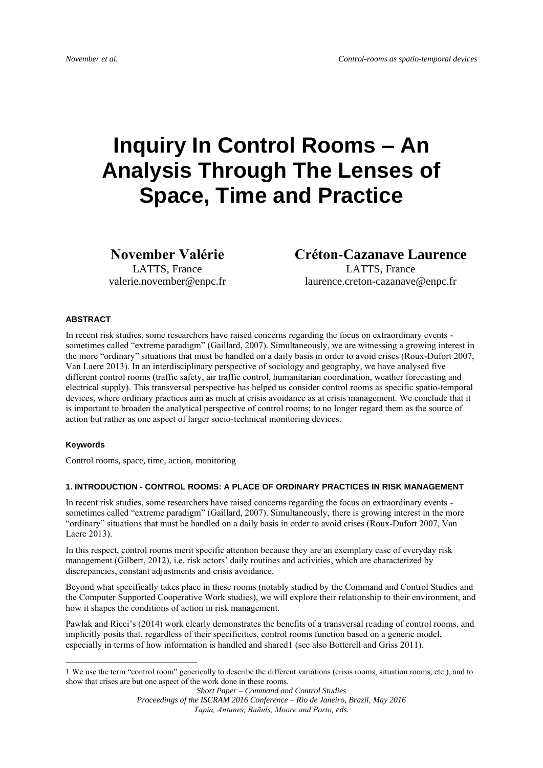# Inquiry In Control Rooms – An Analysis Through The Lenses of Space, Time and Practice

**November Valérie**
LATTS, France
valerie.november@enpc.fr

**Créton-Cazanave Laurence**
LATTS, France
laurence.creton-cazanave@enpc.fr

#### ABSTRACT

In recent risk studies, some researchers have raised concerns regarding the focus on extraordinary events - sometimes called "extreme paradigm" (Gaillard, 2007). Simultaneously, we are witnessing a growing interest in the more "ordinary" situations that must be handled on a daily basis in order to avoid crises (Roux-Dufort 2007, Van Laere 2013). In an interdisciplinary perspective of sociology and geography, we have analysed five different control rooms (traffic safety, air traffic control, humanitarian coordination, weather forecasting and electrical supply). This transversal perspective has helped us consider control rooms as specific spatio-temporal devices, where ordinary practices aim as much at crisis avoidance as at crisis management. We conclude that it is important to broaden the analytical perspective of control rooms; to no longer regard them as the source of action but rather as one aspect of larger socio-technical monitoring devices.

#### Keywords

Control rooms, space, time, action, monitoring

#### 1. INTRODUCTION - CONTROL ROOMS: A PLACE OF ORDINARY PRACTICES IN RISK MANAGEMENT

In recent risk studies, some researchers have raised concerns regarding the focus on extraordinary events - sometimes called "extreme paradigm" (Gaillard, 2007). Simultaneously, there is growing interest in the more "ordinary" situations that must be handled on a daily basis in order to avoid crises (Roux-Dufort 2007, Van Laere 2013).

In this respect, control rooms merit specific attention because they are an exemplary case of everyday risk management (Gilbert, 2012), i.e. risk actors' daily routines and activities, which are characterized by discrepancies, constant adjustments and crisis avoidance.

Beyond what specifically takes place in these rooms (notably studied by the Command and Control Studies and the Computer Supported Cooperative Work studies), we will explore their relationship to their environment, and how it shapes the conditions of action in risk management.

Pawlak and Ricci's (2014) work clearly demonstrates the benefits of a transversal reading of control rooms, and implicitly posits that, regardless of their specificities, control rooms function based on a generic model, especially in terms of how information is handled and shared[1] (see also Botterell and Griss 2011).

---

[1] We use the term "control room" generically to describe the different variations (crisis rooms, situation rooms, etc.), and to show that crises are but one aspect of the work done in these rooms.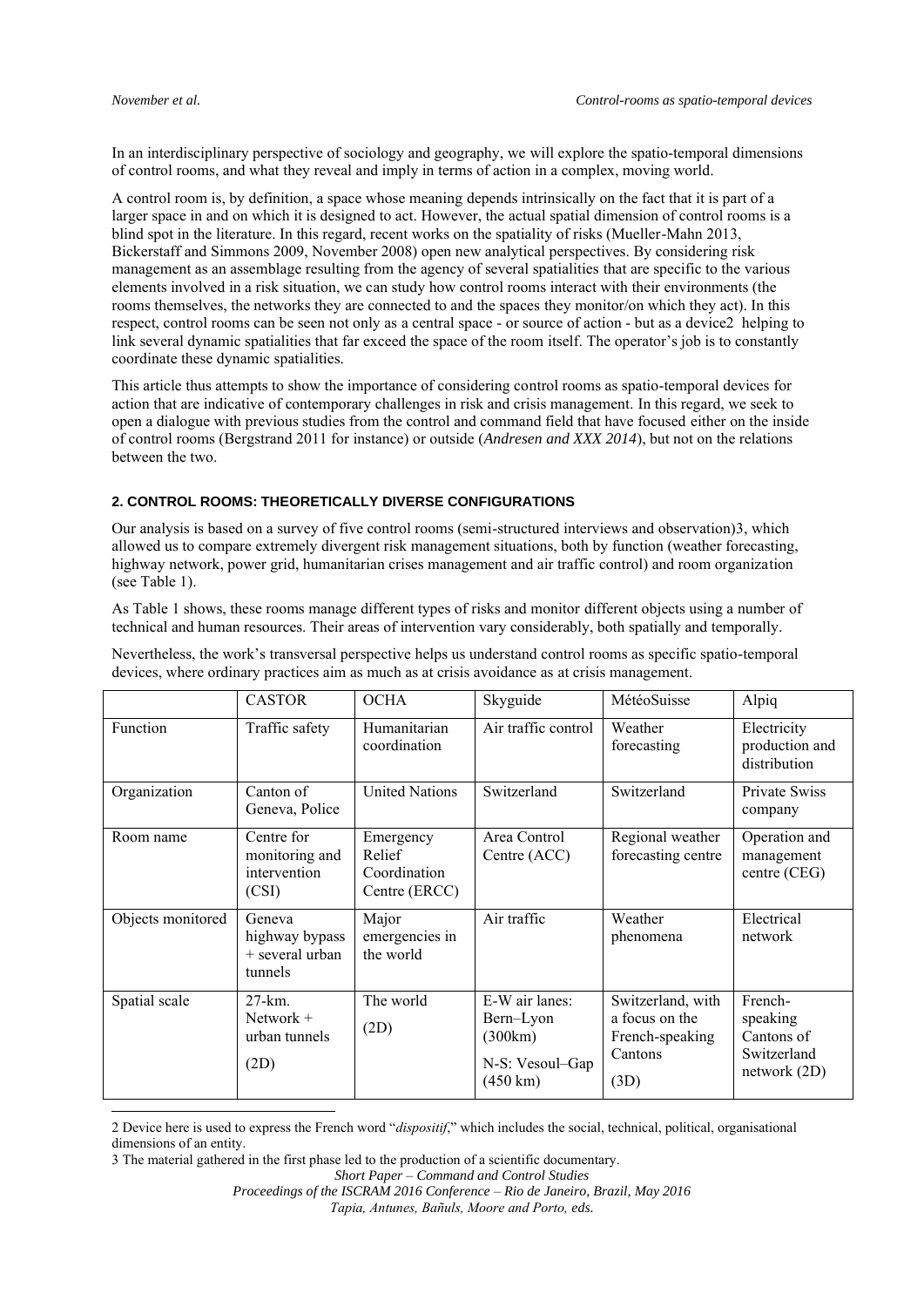In an interdisciplinary perspective of sociology and geography, we will explore the spatio-temporal dimensions of control rooms, and what they reveal and imply in terms of action in a complex, moving world.

A control room is, by definition, a space whose meaning depends intrinsically on the fact that it is part of a larger space in and on which it is designed to act. However, the actual spatial dimension of control rooms is a blind spot in the literature. In this regard, recent works on the spatiality of risks (Mueller-Mahn 2013, Bickerstaff and Simmons 2009, November 2008) open new analytical perspectives. By considering risk management as an assemblage resulting from the agency of several spatialities that are specific to the various elements involved in a risk situation, we can study how control rooms interact with their environments (the rooms themselves, the networks they are connected to and the spaces they monitor/on which they act). In this respect, control rooms can be seen not only as a central space - or source of action - but as a device[2] helping to link several dynamic spatialities that far exceed the space of the room itself. The operator's job is to constantly coordinate these dynamic spatialities.

This article thus attempts to show the importance of considering control rooms as spatio-temporal devices for action that are indicative of contemporary challenges in risk and crisis management. In this regard, we seek to open a dialogue with previous studies from the control and command field that have focused either on the inside of control rooms (Bergstrand 2011 for instance) or outside (*Andresen and XXX 2014*), but not on the relations between the two.

## 2. CONTROL ROOMS: THEORETICALLY DIVERSE CONFIGURATIONS

Our analysis is based on a survey of five control rooms (semi-structured interviews and observation)[3], which allowed us to compare extremely divergent risk management situations, both by function (weather forecasting, highway network, power grid, humanitarian crises management and air traffic control) and room organization (see Table 1).

As Table 1 shows, these rooms manage different types of risks and monitor different objects using a number of technical and human resources. Their areas of intervention vary considerably, both spatially and temporally.

Nevertheless, the work's transversal perspective helps us understand control rooms as specific spatio-temporal devices, where ordinary practices aim as much as at crisis avoidance as at crisis management.

| | CASTOR | OCHA | Skyguide | MétéoSuisse | Alpiq |
|---|---|---|---|---|---|
| Function | Traffic safety | Humanitarian coordination | Air traffic control | Weather forecasting | Electricity production and distribution |
| Organization | Canton of Geneva, Police | United Nations | Switzerland | Switzerland | Private Swiss company |
| Room name | Centre for monitoring and intervention (CSI) | Emergency Relief Coordination Centre (ERCC) | Area Control Centre (ACC) | Regional weather forecasting centre | Operation and management centre (CEG) |
| Objects monitored | Geneva highway bypass + several urban tunnels | Major emergencies in the world | Air traffic | Weather phenomena | Electrical network |
| Spatial scale | 27-km. Network + urban tunnels (2D) | The world (2D) | E-W air lanes: Bern–Lyon (300km) N-S: Vesoul–Gap (450 km) | Switzerland, with a focus on the French-speaking Cantons (3D) | French-speaking Cantons of Switzerland network (2D) |

2 Device here is used to express the French word "*dispositif*," which includes the social, technical, political, organisational dimensions of an entity.

3 The material gathered in the first phase led to the production of a scientific documentary.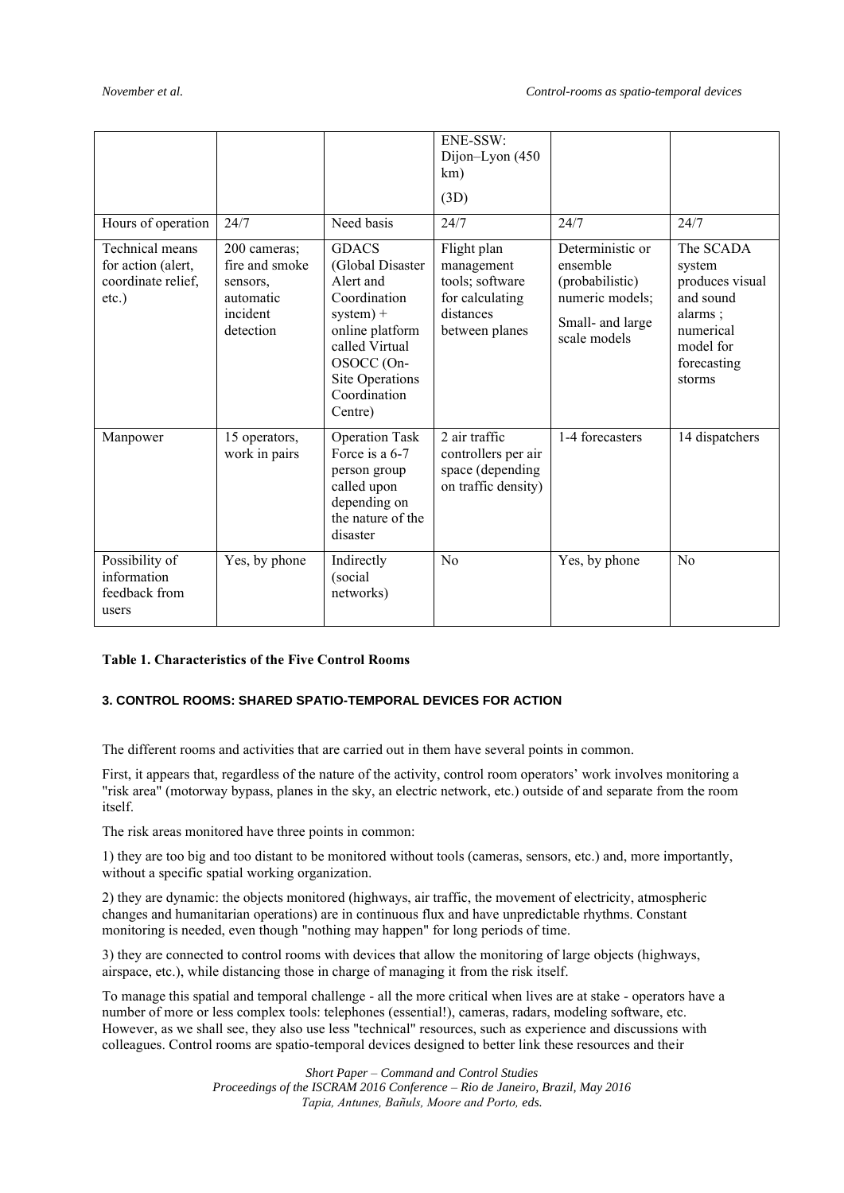| | | | ENE-SSW: Dijon–Lyon (450 km) (3D) | | |
|---|---|---|---|---|---|
| Hours of operation | 24/7 | Need basis | 24/7 | 24/7 | 24/7 |
| Technical means for action (alert, coordinate relief, etc.) | 200 cameras; fire and smoke sensors, automatic incident detection | GDACS (Global Disaster Alert and Coordination system) + online platform called Virtual OSOCC (On-Site Operations Coordination Centre) | Flight plan management tools; software for calculating distances between planes | Deterministic or ensemble (probabilistic) numeric models; Small- and large scale models | The SCADA system produces visual and sound alarms ; numerical model for forecasting storms |
| Manpower | 15 operators, work in pairs | Operation Task Force is a 6-7 person group called upon depending on the nature of the disaster | 2 air traffic controllers per air space (depending on traffic density) | 1-4 forecasters | 14 dispatchers |
| Possibility of information feedback from users | Yes, by phone | Indirectly (social networks) | No | Yes, by phone | No |

**Table 1. Characteristics of the Five Control Rooms**

## 3. CONTROL ROOMS: SHARED SPATIO-TEMPORAL DEVICES FOR ACTION

The different rooms and activities that are carried out in them have several points in common.

First, it appears that, regardless of the nature of the activity, control room operators' work involves monitoring a "risk area" (motorway bypass, planes in the sky, an electric network, etc.) outside of and separate from the room itself.

The risk areas monitored have three points in common:

1) they are too big and too distant to be monitored without tools (cameras, sensors, etc.) and, more importantly, without a specific spatial working organization.

2) they are dynamic: the objects monitored (highways, air traffic, the movement of electricity, atmospheric changes and humanitarian operations) are in continuous flux and have unpredictable rhythms. Constant monitoring is needed, even though "nothing may happen" for long periods of time.

3) they are connected to control rooms with devices that allow the monitoring of large objects (highways, airspace, etc.), while distancing those in charge of managing it from the risk itself.

To manage this spatial and temporal challenge - all the more critical when lives are at stake - operators have a number of more or less complex tools: telephones (essential!), cameras, radars, modeling software, etc. However, as we shall see, they also use less "technical" resources, such as experience and discussions with colleagues. Control rooms are spatio-temporal devices designed to better link these resources and their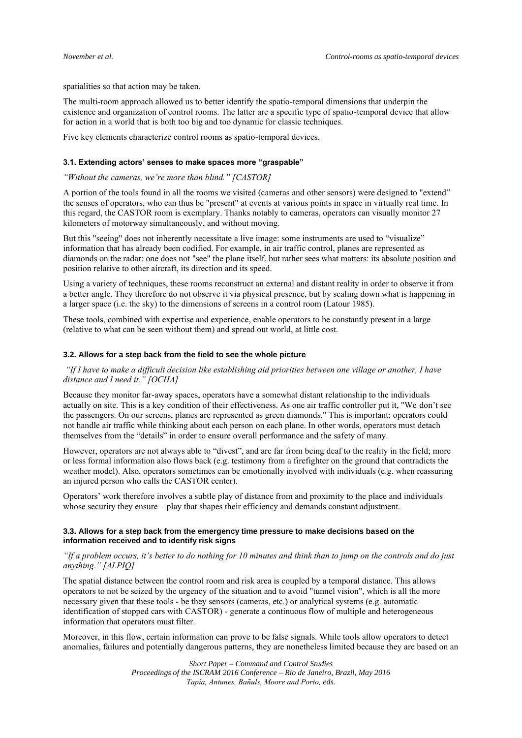spatialities so that action may be taken.

The multi-room approach allowed us to better identify the spatio-temporal dimensions that underpin the existence and organization of control rooms. The latter are a specific type of spatio-temporal device that allow for action in a world that is both too big and too dynamic for classic techniques.

Five key elements characterize control rooms as spatio-temporal devices.

### 3.1. Extending actors' senses to make spaces more "graspable"

*"Without the cameras, we're more than blind." [CASTOR]*

A portion of the tools found in all the rooms we visited (cameras and other sensors) were designed to "extend" the senses of operators, who can thus be "present" at events at various points in space in virtually real time. In this regard, the CASTOR room is exemplary. Thanks notably to cameras, operators can visually monitor 27 kilometers of motorway simultaneously, and without moving.

But this "seeing" does not inherently necessitate a live image: some instruments are used to "visualize" information that has already been codified. For example, in air traffic control, planes are represented as diamonds on the radar: one does not "see" the plane itself, but rather sees what matters: its absolute position and position relative to other aircraft, its direction and its speed.

Using a variety of techniques, these rooms reconstruct an external and distant reality in order to observe it from a better angle. They therefore do not observe it via physical presence, but by scaling down what is happening in a larger space (i.e. the sky) to the dimensions of screens in a control room (Latour 1985).

These tools, combined with expertise and experience, enable operators to be constantly present in a large (relative to what can be seen without them) and spread out world, at little cost.

### 3.2. Allows for a step back from the field to see the whole picture

*"If I have to make a difficult decision like establishing aid priorities between one village or another, I have distance and I need it." [OCHA]*

Because they monitor far-away spaces, operators have a somewhat distant relationship to the individuals actually on site. This is a key condition of their effectiveness. As one air traffic controller put it, "We don't see the passengers. On our screens, planes are represented as green diamonds." This is important; operators could not handle air traffic while thinking about each person on each plane. In other words, operators must detach themselves from the "details" in order to ensure overall performance and the safety of many.

However, operators are not always able to "divest", and are far from being deaf to the reality in the field; more or less formal information also flows back (e.g. testimony from a firefighter on the ground that contradicts the weather model). Also, operators sometimes can be emotionally involved with individuals (e.g. when reassuring an injured person who calls the CASTOR center).

Operators' work therefore involves a subtle play of distance from and proximity to the place and individuals whose security they ensure – play that shapes their efficiency and demands constant adjustment.

### 3.3. Allows for a step back from the emergency time pressure to make decisions based on the information received and to identify risk signs

*"If a problem occurs, it's better to do nothing for 10 minutes and think than to jump on the controls and do just anything." [ALPIQ]*

The spatial distance between the control room and risk area is coupled by a temporal distance. This allows operators to not be seized by the urgency of the situation and to avoid "tunnel vision", which is all the more necessary given that these tools - be they sensors (cameras, etc.) or analytical systems (e.g. automatic identification of stopped cars with CASTOR) - generate a continuous flow of multiple and heterogeneous information that operators must filter.

Moreover, in this flow, certain information can prove to be false signals. While tools allow operators to detect anomalies, failures and potentially dangerous patterns, they are nonetheless limited because they are based on an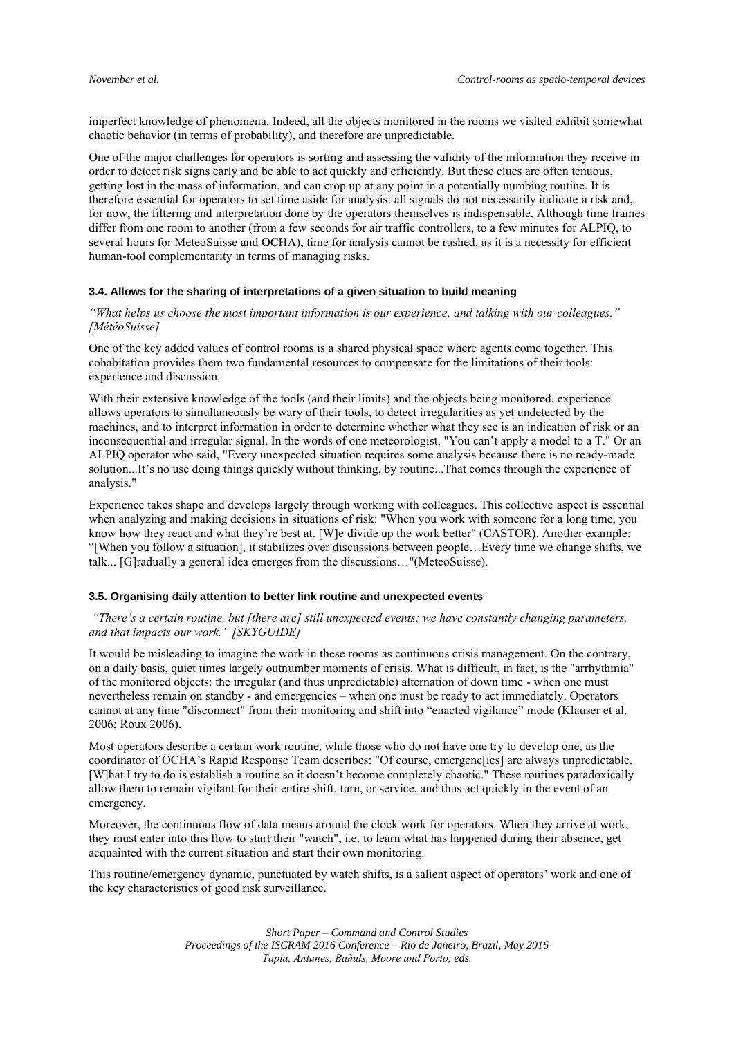imperfect knowledge of phenomena. Indeed, all the objects monitored in the rooms we visited exhibit somewhat chaotic behavior (in terms of probability), and therefore are unpredictable.

One of the major challenges for operators is sorting and assessing the validity of the information they receive in order to detect risk signs early and be able to act quickly and efficiently. But these clues are often tenuous, getting lost in the mass of information, and can crop up at any point in a potentially numbing routine. It is therefore essential for operators to set time aside for analysis: all signals do not necessarily indicate a risk and, for now, the filtering and interpretation done by the operators themselves is indispensable. Although time frames differ from one room to another (from a few seconds for air traffic controllers, to a few minutes for ALPIQ, to several hours for MeteoSuisse and OCHA), time for analysis cannot be rushed, as it is a necessity for efficient human-tool complementarity in terms of managing risks.

### 3.4. Allows for the sharing of interpretations of a given situation to build meaning

*"What helps us choose the most important information is our experience, and talking with our colleagues." [MétéoSuisse]*

One of the key added values of control rooms is a shared physical space where agents come together. This cohabitation provides them two fundamental resources to compensate for the limitations of their tools: experience and discussion.

With their extensive knowledge of the tools (and their limits) and the objects being monitored, experience allows operators to simultaneously be wary of their tools, to detect irregularities as yet undetected by the machines, and to interpret information in order to determine whether what they see is an indication of risk or an inconsequential and irregular signal. In the words of one meteorologist, "You can't apply a model to a T." Or an ALPIQ operator who said, "Every unexpected situation requires some analysis because there is no ready-made solution...It's no use doing things quickly without thinking, by routine...That comes through the experience of analysis."

Experience takes shape and develops largely through working with colleagues. This collective aspect is essential when analyzing and making decisions in situations of risk: "When you work with someone for a long time, you know how they react and what they're best at. [W]e divide up the work better" (CASTOR). Another example: "[When you follow a situation], it stabilizes over discussions between people…Every time we change shifts, we talk... [G]radually a general idea emerges from the discussions…"(MeteoSuisse).

### 3.5. Organising daily attention to better link routine and unexpected events

*"There's a certain routine, but [there are] still unexpected events; we have constantly changing parameters, and that impacts our work." [SKYGUIDE]*

It would be misleading to imagine the work in these rooms as continuous crisis management. On the contrary, on a daily basis, quiet times largely outnumber moments of crisis. What is difficult, in fact, is the "arrhythmia" of the monitored objects: the irregular (and thus unpredictable) alternation of down time - when one must nevertheless remain on standby - and emergencies – when one must be ready to act immediately. Operators cannot at any time "disconnect" from their monitoring and shift into "enacted vigilance" mode (Klauser et al. 2006; Roux 2006).

Most operators describe a certain work routine, while those who do not have one try to develop one, as the coordinator of OCHA's Rapid Response Team describes: "Of course, emergenc[ies] are always unpredictable. [W]hat I try to do is establish a routine so it doesn't become completely chaotic." These routines paradoxically allow them to remain vigilant for their entire shift, turn, or service, and thus act quickly in the event of an emergency.

Moreover, the continuous flow of data means around the clock work for operators. When they arrive at work, they must enter into this flow to start their "watch", i.e. to learn what has happened during their absence, get acquainted with the current situation and start their own monitoring.

This routine/emergency dynamic, punctuated by watch shifts, is a salient aspect of operators' work and one of the key characteristics of good risk surveillance.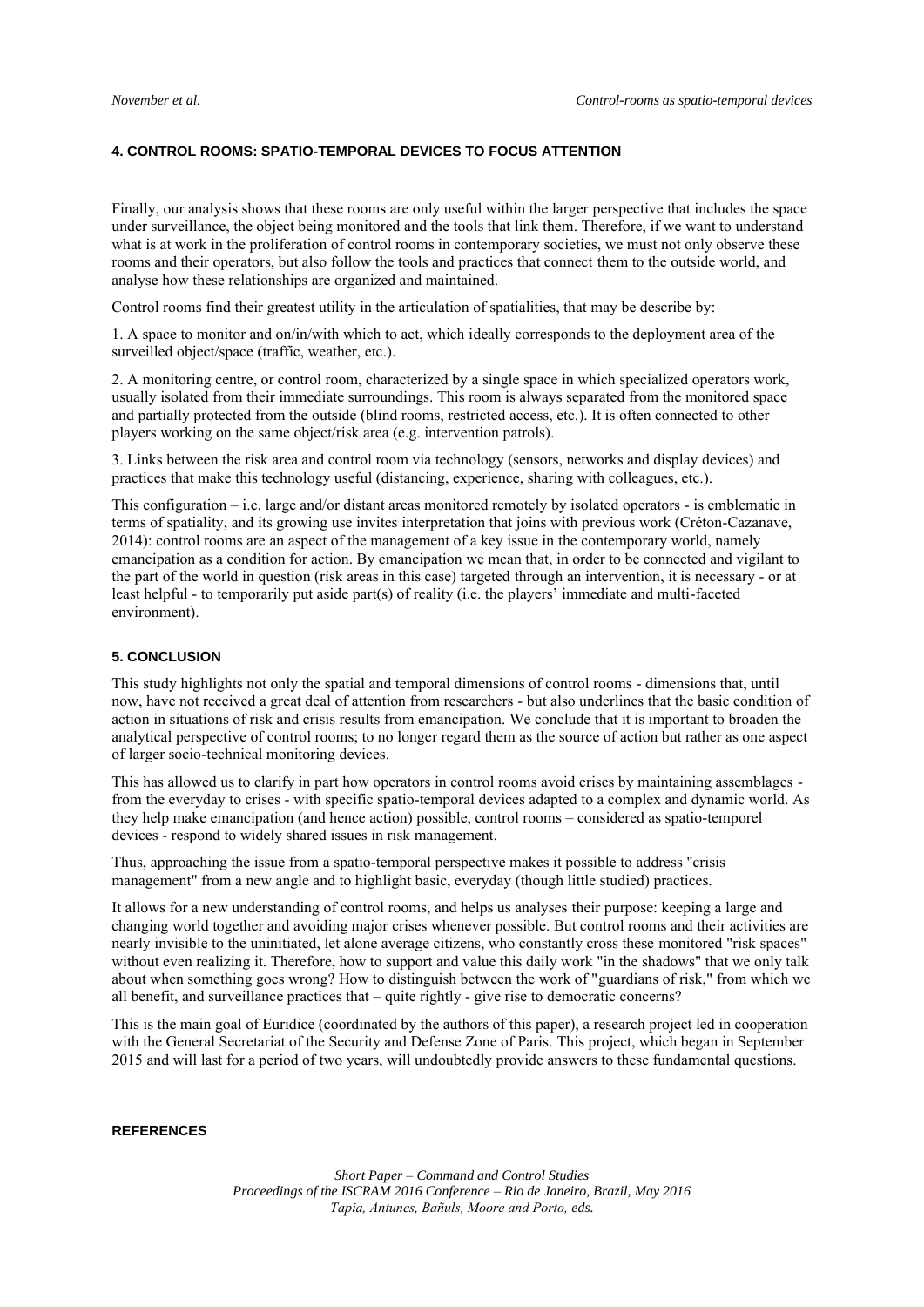### 4. CONTROL ROOMS: SPATIO-TEMPORAL DEVICES TO FOCUS ATTENTION

Finally, our analysis shows that these rooms are only useful within the larger perspective that includes the space under surveillance, the object being monitored and the tools that link them. Therefore, if we want to understand what is at work in the proliferation of control rooms in contemporary societies, we must not only observe these rooms and their operators, but also follow the tools and practices that connect them to the outside world, and analyse how these relationships are organized and maintained.

Control rooms find their greatest utility in the articulation of spatialities, that may be describe by:

1. A space to monitor and on/in/with which to act, which ideally corresponds to the deployment area of the surveilled object/space (traffic, weather, etc.).

2. A monitoring centre, or control room, characterized by a single space in which specialized operators work, usually isolated from their immediate surroundings. This room is always separated from the monitored space and partially protected from the outside (blind rooms, restricted access, etc.). It is often connected to other players working on the same object/risk area (e.g. intervention patrols).

3. Links between the risk area and control room via technology (sensors, networks and display devices) and practices that make this technology useful (distancing, experience, sharing with colleagues, etc.).

This configuration – i.e. large and/or distant areas monitored remotely by isolated operators - is emblematic in terms of spatiality, and its growing use invites interpretation that joins with previous work (Créton-Cazanave, 2014): control rooms are an aspect of the management of a key issue in the contemporary world, namely emancipation as a condition for action. By emancipation we mean that, in order to be connected and vigilant to the part of the world in question (risk areas in this case) targeted through an intervention, it is necessary - or at least helpful - to temporarily put aside part(s) of reality (i.e. the players' immediate and multi-faceted environment).

### 5. CONCLUSION

This study highlights not only the spatial and temporal dimensions of control rooms - dimensions that, until now, have not received a great deal of attention from researchers - but also underlines that the basic condition of action in situations of risk and crisis results from emancipation. We conclude that it is important to broaden the analytical perspective of control rooms; to no longer regard them as the source of action but rather as one aspect of larger socio-technical monitoring devices.

This has allowed us to clarify in part how operators in control rooms avoid crises by maintaining assemblages - from the everyday to crises - with specific spatio-temporal devices adapted to a complex and dynamic world. As they help make emancipation (and hence action) possible, control rooms – considered as spatio-temporel devices - respond to widely shared issues in risk management.

Thus, approaching the issue from a spatio-temporal perspective makes it possible to address "crisis management" from a new angle and to highlight basic, everyday (though little studied) practices.

It allows for a new understanding of control rooms, and helps us analyses their purpose: keeping a large and changing world together and avoiding major crises whenever possible. But control rooms and their activities are nearly invisible to the uninitiated, let alone average citizens, who constantly cross these monitored "risk spaces" without even realizing it. Therefore, how to support and value this daily work "in the shadows" that we only talk about when something goes wrong? How to distinguish between the work of "guardians of risk," from which we all benefit, and surveillance practices that – quite rightly - give rise to democratic concerns?

This is the main goal of Euridice (coordinated by the authors of this paper), a research project led in cooperation with the General Secretariat of the Security and Defense Zone of Paris. This project, which began in September 2015 and will last for a period of two years, will undoubtedly provide answers to these fundamental questions.

### REFERENCES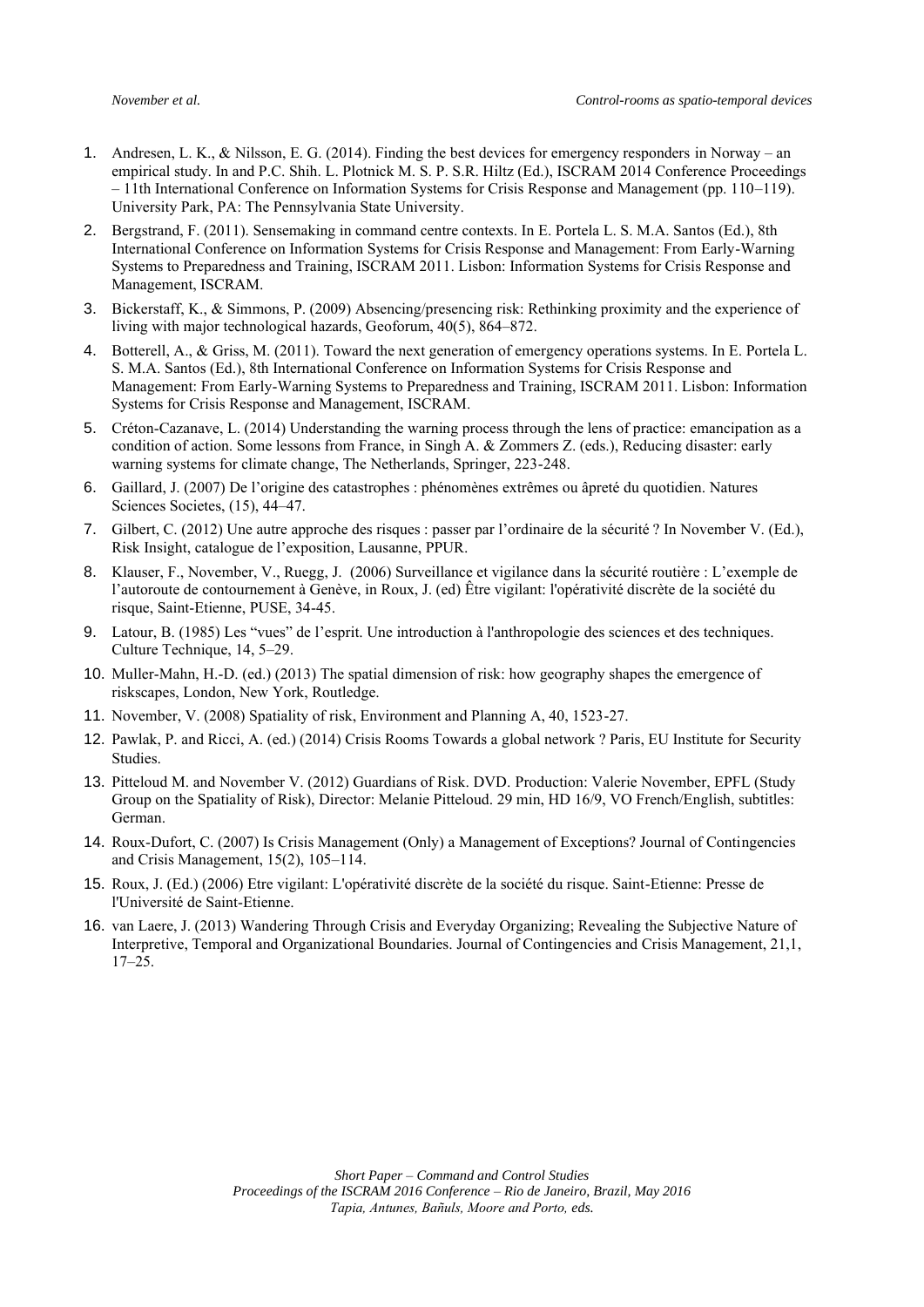1. Andresen, L. K., & Nilsson, E. G. (2014). Finding the best devices for emergency responders in Norway – an empirical study. In and P.C. Shih. L. Plotnick M. S. P. S.R. Hiltz (Ed.), ISCRAM 2014 Conference Proceedings – 11th International Conference on Information Systems for Crisis Response and Management (pp. 110–119). University Park, PA: The Pennsylvania State University.
2. Bergstrand, F. (2011). Sensemaking in command centre contexts. In E. Portela L. S. M.A. Santos (Ed.), 8th International Conference on Information Systems for Crisis Response and Management: From Early-Warning Systems to Preparedness and Training, ISCRAM 2011. Lisbon: Information Systems for Crisis Response and Management, ISCRAM.
3. Bickerstaff, K., & Simmons, P. (2009) Absencing/presencing risk: Rethinking proximity and the experience of living with major technological hazards, Geoforum, 40(5), 864–872.
4. Botterell, A., & Griss, M. (2011). Toward the next generation of emergency operations systems. In E. Portela L. S. M.A. Santos (Ed.), 8th International Conference on Information Systems for Crisis Response and Management: From Early-Warning Systems to Preparedness and Training, ISCRAM 2011. Lisbon: Information Systems for Crisis Response and Management, ISCRAM.
5. Créton-Cazanave, L. (2014) Understanding the warning process through the lens of practice: emancipation as a condition of action. Some lessons from France, in Singh A. & Zommers Z. (eds.), Reducing disaster: early warning systems for climate change, The Netherlands, Springer, 223-248.
6. Gaillard, J. (2007) De l'origine des catastrophes : phénomènes extrêmes ou âpreté du quotidien. Natures Sciences Societes, (15), 44–47.
7. Gilbert, C. (2012) Une autre approche des risques : passer par l'ordinaire de la sécurité ? In November V. (Ed.), Risk Insight, catalogue de l'exposition, Lausanne, PPUR.
8. Klauser, F., November, V., Ruegg, J. (2006) Surveillance et vigilance dans la sécurité routière : L'exemple de l'autoroute de contournement à Genève, in Roux, J. (ed) Être vigilant: l'opérativité discrète de la société du risque, Saint-Etienne, PUSE, 34-45.
9. Latour, B. (1985) Les "vues" de l'esprit. Une introduction à l'anthropologie des sciences et des techniques. Culture Technique, 14, 5–29.
10. Muller-Mahn, H.-D. (ed.) (2013) The spatial dimension of risk: how geography shapes the emergence of riskscapes, London, New York, Routledge.
11. November, V. (2008) Spatiality of risk, Environment and Planning A, 40, 1523-27.
12. Pawlak, P. and Ricci, A. (ed.) (2014) Crisis Rooms Towards a global network ? Paris, EU Institute for Security Studies.
13. Pitteloud M. and November V. (2012) Guardians of Risk. DVD. Production: Valerie November, EPFL (Study Group on the Spatiality of Risk), Director: Melanie Pitteloud. 29 min, HD 16/9, VO French/English, subtitles: German.
14. Roux-Dufort, C. (2007) Is Crisis Management (Only) a Management of Exceptions? Journal of Contingencies and Crisis Management, 15(2), 105–114.
15. Roux, J. (Ed.) (2006) Etre vigilant: L'opérativité discrète de la société du risque. Saint-Etienne: Presse de l'Université de Saint-Etienne.
16. van Laere, J. (2013) Wandering Through Crisis and Everyday Organizing; Revealing the Subjective Nature of Interpretive, Temporal and Organizational Boundaries. Journal of Contingencies and Crisis Management, 21,1, 17–25.